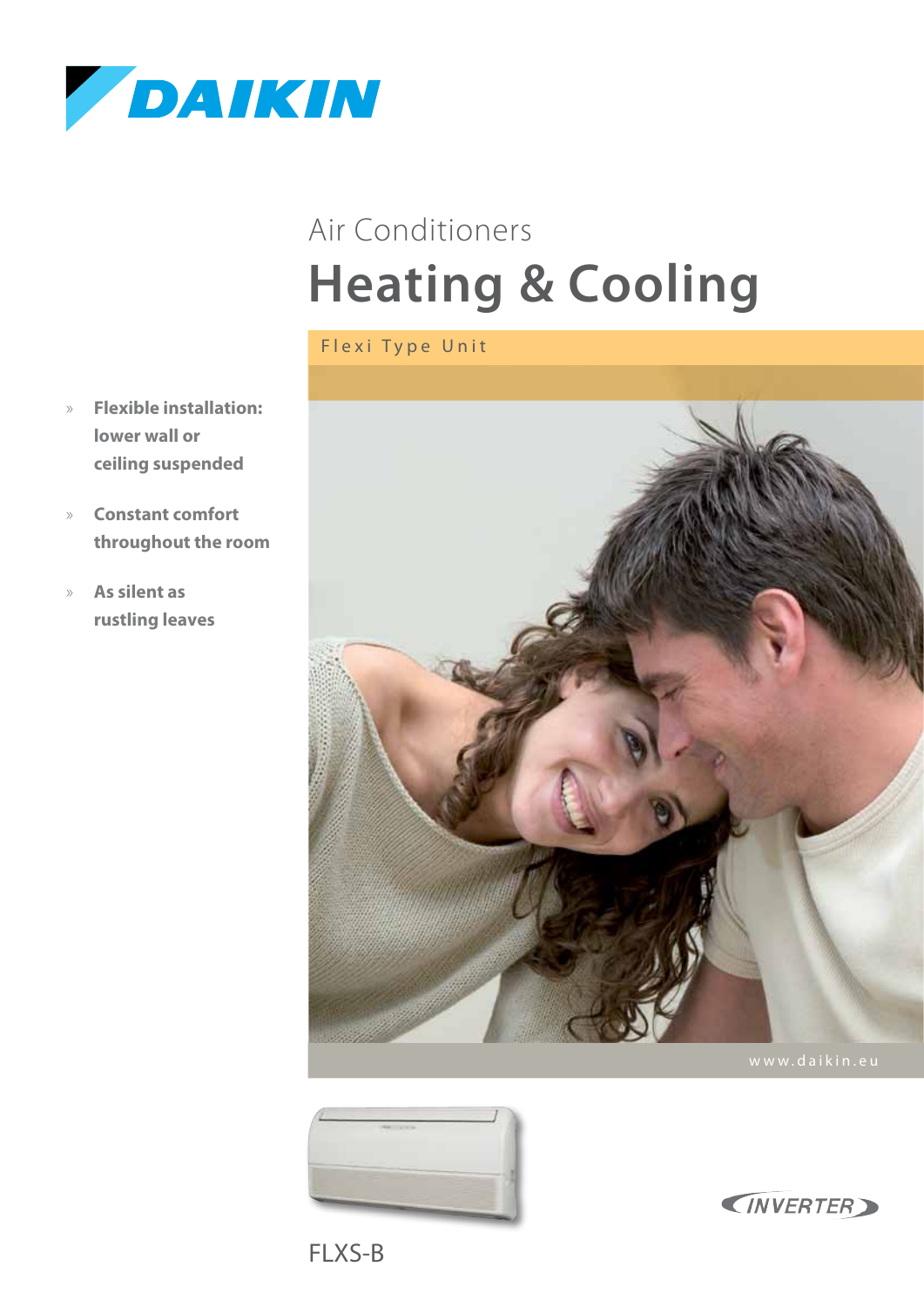DAIKIN

Air Conditioners

# Heating & Cooling

Flexi Type Unit

- **Flexible installation: lower wall or ceiling suspended**
- **Constant comfort throughout the room**
- **As silent as rustling leaves**

www.daikin.eu

INVERTER

FLXS-B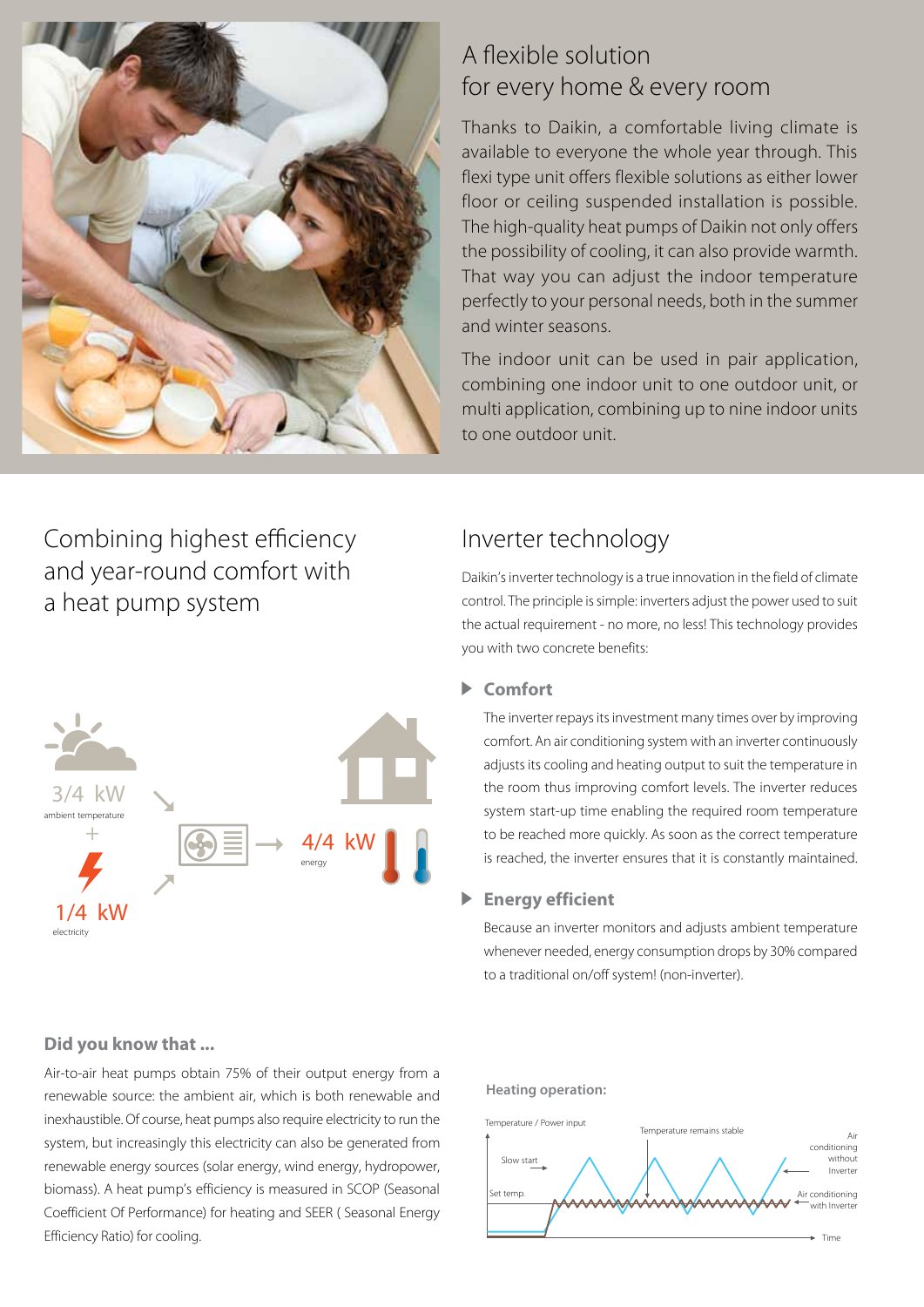## A flexible solution for every home & every room

Thanks to Daikin, a comfortable living climate is available to everyone the whole year through. This flexi type unit offers flexible solutions as either lower floor or ceiling suspended installation is possible. The high-quality heat pumps of Daikin not only offers the possibility of cooling, it can also provide warmth. That way you can adjust the indoor temperature perfectly to your personal needs, both in the summer and winter seasons.

The indoor unit can be used in pair application, combining one indoor unit to one outdoor unit, or multi application, combining up to nine indoor units to one outdoor unit.

## Combining highest efficiency and year-round comfort with a heat pump system

3/4 kW
ambient temperature

\+

1/4 kW
electricity

4/4 kW
energy

### Did you know that ...

Air-to-air heat pumps obtain 75% of their output energy from a renewable source: the ambient air, which is both renewable and inexhaustible. Of course, heat pumps also require electricity to run the system, but increasingly this electricity can also be generated from renewable energy sources (solar energy, wind energy, hydropower, biomass). A heat pump's efficiency is measured in SCOP (Seasonal Coefficient Of Performance) for heating and SEER ( Seasonal Energy Efficiency Ratio) for cooling.

## Inverter technology

Daikin's inverter technology is a true innovation in the field of climate control. The principle is simple: inverters adjust the power used to suit the actual requirement - no more, no less! This technology provides you with two concrete benefits:

### Comfort

The inverter repays its investment many times over by improving comfort. An air conditioning system with an inverter continuously adjusts its cooling and heating output to suit the temperature in the room thus improving comfort levels. The inverter reduces system start-up time enabling the required room temperature to be reached more quickly. As soon as the correct temperature is reached, the inverter ensures that it is constantly maintained.

### Energy efficient

Because an inverter monitors and adjusts ambient temperature whenever needed, energy consumption drops by 30% compared to a traditional on/off system! (non-inverter).

**Heating operation:**

Temperature / Power input; Temperature remains stable; Slow start; Set temp.; Air conditioning without Inverter; Air conditioning with Inverter; Time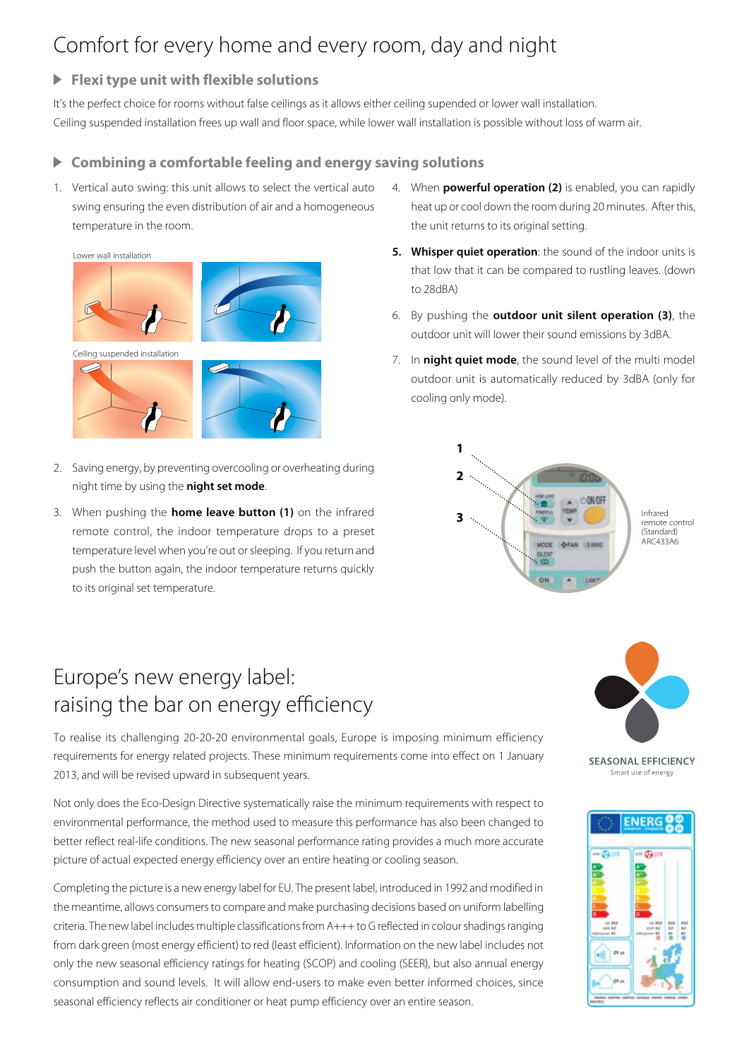# Comfort for every home and every room, day and night

## Flexi type unit with flexible solutions

It's the perfect choice for rooms without false ceilings as it allows either ceiling supended or lower wall installation. Ceiling suspended installation frees up wall and floor space, while lower wall installation is possible without loss of warm air.

## Combining a comfortable feeling and energy saving solutions

1. Vertical auto swing: this unit allows to select the vertical auto swing ensuring the even distribution of air and a homogeneous temperature in the room.

Lower wall installation

Ceiling suspended installation

2. Saving energy, by preventing overcooling or overheating during night time by using the **night set mode**.
3. When pushing the **home leave button (1)** on the infrared remote control, the indoor temperature drops to a preset temperature level when you're out or sleeping. If you return and push the button again, the indoor temperature returns quickly to its original set temperature.
4. When **powerful operation (2)** is enabled, you can rapidly heat up or cool down the room during 20 minutes. After this, the unit returns to its original setting.
5. **Whisper quiet operation**: the sound of the indoor units is that low that it can be compared to rustling leaves. (down to 28dBA)
6. By pushing the **outdoor unit silent operation (3)**, the outdoor unit will lower their sound emissions by 3dBA.
7. In **night quiet mode**, the sound level of the multi model outdoor unit is automatically reduced by 3dBA (only for cooling only mode).

Infrared remote control (Standard) ARC433A6

# Europe's new energy label: raising the bar on energy efficiency

To realise its challenging 20-20-20 environmental goals, Europe is imposing minimum efficiency requirements for energy related projects. These minimum requirements come into effect on 1 January 2013, and will be revised upward in subsequent years.

Not only does the Eco-Design Directive systematically raise the minimum requirements with respect to environmental performance, the method used to measure this performance has also been changed to better reflect real-life conditions. The new seasonal performance rating provides a much more accurate picture of actual expected energy efficiency over an entire heating or cooling season.

Completing the picture is a new energy label for EU. The present label, introduced in 1992 and modified in the meantime, allows consumers to compare and make purchasing decisions based on uniform labelling criteria. The new label includes multiple classifications from A+++ to G reflected in colour shadings ranging from dark green (most energy efficient) to red (least efficient). Information on the new label includes not only the new seasonal efficiency ratings for heating (SCOP) and cooling (SEER), but also annual energy consumption and sound levels. It will allow end-users to make even better informed choices, since seasonal efficiency reflects air conditioner or heat pump efficiency over an entire season.

SEASONAL EFFICIENCY

Smart use of energy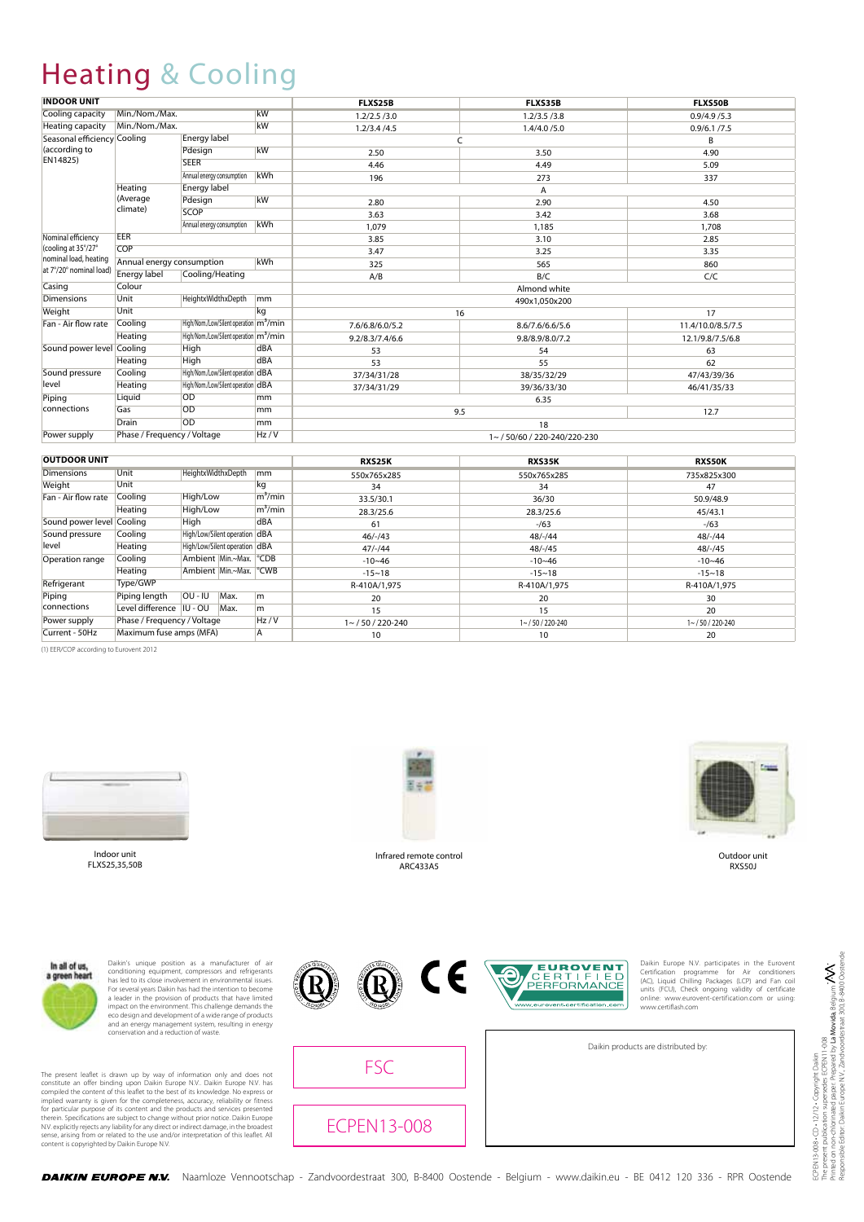# Heating & Cooling

| INDOOR UNIT | | | | FLXS25B | FLXS35B | FLXS50B |
|---|---|---|---|---|---|---|
| Cooling capacity | Min./Nom./Max. | | kW | 1.2/2.5 /3.0 | 1.2/3.5 /3.8 | 0.9/4.9 /5.3 |
| Heating capacity | Min./Nom./Max. | | kW | 1.2/3.4 /4.5 | 1.4/4.0 /5.0 | 0.9/6.1 /7.5 |
| Seasonal efficiency (according to EN14825) | Cooling | Energy label | | C | C | B |
| | | Pdesign | kW | 2.50 | 3.50 | 4.90 |
| | | SEER | | 4.46 | 4.49 | 5.09 |
| | | Annual energy consumption | kWh | 196 | 273 | 337 |
| | Heating (Average climate) | Energy label | | A | A | A |
| | | Pdesign | kW | 2.80 | 2.90 | 4.50 |
| | | SCOP | | 3.63 | 3.42 | 3.68 |
| | | Annual energy consumption | kWh | 1,079 | 1,185 | 1,708 |
| Nominal efficiency (cooling at 35°/27° nominal load, heating at 7°/20° nominal load) | EER | | | 3.85 | 3.10 | 2.85 |
| | COP | | | 3.47 | 3.25 | 3.35 |
| | Annual energy consumption | | kWh | 325 | 565 | 860 |
| | Energy label | Cooling/Heating | | A/B | B/C | C/C |
| Casing | Colour | | | Almond white | Almond white | Almond white |
| Dimensions | Unit | HeightxWidthxDepth | mm | 490x1,050x200 | 490x1,050x200 | 490x1,050x200 |
| Weight | Unit | | kg | 16 | 16 | 17 |
| Fan - Air flow rate | Cooling | High/Nom./Low/Silent operation | m³/min | 7.6/6.8/6.0/5.2 | 8.6/7.6/6.6/5.6 | 11.4/10.0/8.5/7.5 |
| | Heating | High/Nom./Low/Silent operation | m³/min | 9.2/8.3/7.4/6.6 | 9.8/8.9/8.0/7.2 | 12.1/9.8/7.5/6.8 |
| Sound power level | Cooling | High | dBA | 53 | 54 | 63 |
| | Heating | High | dBA | 53 | 55 | 62 |
| Sound pressure level | Cooling | High/Nom./Low/Silent operation | dBA | 37/34/31/28 | 38/35/32/29 | 47/43/39/36 |
| | Heating | High/Nom./Low/Silent operation | dBA | 37/34/31/29 | 39/36/33/30 | 46/41/35/33 |
| Piping connections | Liquid | OD | mm | 6.35 | 6.35 | 6.35 |
| | Gas | OD | mm | 9.5 | 9.5 | 12.7 |
| | Drain | OD | mm | 18 | 18 | 18 |
| Power supply | Phase / Frequency / Voltage | | Hz / V | 1~ / 50/60 / 220-240/220-230 | 1~ / 50/60 / 220-240/220-230 | 1~ / 50/60 / 220-240/220-230 |

| OUTDOOR UNIT | | | | | RXS25K | RXS35K | RXS50K |
|---|---|---|---|---|---|---|---|
| Dimensions | Unit | HeightxWidthxDepth | | mm | 550x765x285 | 550x765x285 | 735x825x300 |
| Weight | Unit | | | kg | 34 | 34 | 47 |
| Fan - Air flow rate | Cooling | High/Low | | m³/min | 33.5/30.1 | 36/30 | 50.9/48.9 |
| | Heating | High/Low | | m³/min | 28.3/25.6 | 28.3/25.6 | 45/43.1 |
| Sound power level | Cooling | High | | dBA | 61 | -/63 | -/63 |
| Sound pressure level | Cooling | High/Low/Silent operation | | dBA | 46/-/43 | 48/-/44 | 48/-/44 |
| | Heating | High/Low/Silent operation | | dBA | 47/-/44 | 48/-/45 | 48/-/45 |
| Operation range | Cooling | Ambient | Min.~Max. | °CDB | -10~46 | -10~46 | -10~46 |
| | Heating | Ambient | Min.~Max. | °CWB | -15~18 | -15~18 | -15~18 |
| Refrigerant | Type/GWP | | | | R-410A/1,975 | R-410A/1,975 | R-410A/1,975 |
| Piping connections | Piping length | OU - IU | Max. | m | 20 | 20 | 30 |
| | Level difference | IU - OU | Max. | m | 15 | 15 | 20 |
| Power supply | Phase / Frequency / Voltage | | | Hz / V | 1~ / 50 / 220-240 | 1~ / 50 / 220-240 | 1~ / 50 / 220-240 |
| Current - 50Hz | Maximum fuse amps (MFA) | | | A | 10 | 10 | 20 |

(1) EER/COP according to Eurovent 2012

Indoor unit
FLXS25,35,50B

Infrared remote control
ARC433A5

Outdoor unit
RXS50J

In all of us, a green heart

Daikin's unique position as a manufacturer of air conditioning equipment, compressors and refrigerants has led to its close involvement in environmental issues. For several years Daikin has had the intention to become a leader in the provision of products that have limited impact on the environment. This challenge demands the eco design and development of a wide range of products and an energy management system, resulting in energy conservation and a reduction of waste.

Daikin Europe N.V. participates in the Eurovent Certification programme for Air conditioners (AC), Liquid Chilling Packages (LCP) and Fan coil units (FCU). Check ongoing validity of certificate online: www.eurovent-certification.com or using: www.certiflash.com

The present leaflet is drawn up by way of information only and does not constitute an offer binding upon Daikin Europe N.V. Daikin Europe N.V. has compiled the content of this leaflet to the best of its knowledge. No express or implied warranty is given for the completeness, accuracy, reliability or fitness for particular purpose of its content and the products and services presented therein. Specifications are subject to change without prior notice. Daikin Europe N.V. explicitly rejects any liability for any direct or indirect damage, in the broadest sense, arising from or related to the use and/or interpretation of this leaflet. All content is copyrighted by Daikin Europe N.V.

FSC

ECPEN13-008

Daikin products are distributed by:

ECPEN13-008 • CD • 12/12 • Copyright Daikin
The present publication supersedes ECPEN11-008
Printed on non-chlorinated paper. Prepared by La Movida, Belgium
Responsible Editor: Daikin Europe N.V., Zandvoordestraat 300, B-8400 Oostende

**DAIKIN EUROPE N.V.** Naamloze Vennootschap - Zandvoordestraat 300, B-8400 Oostende - Belgium - www.daikin.eu - BE 0412 120 336 - RPR Oostende